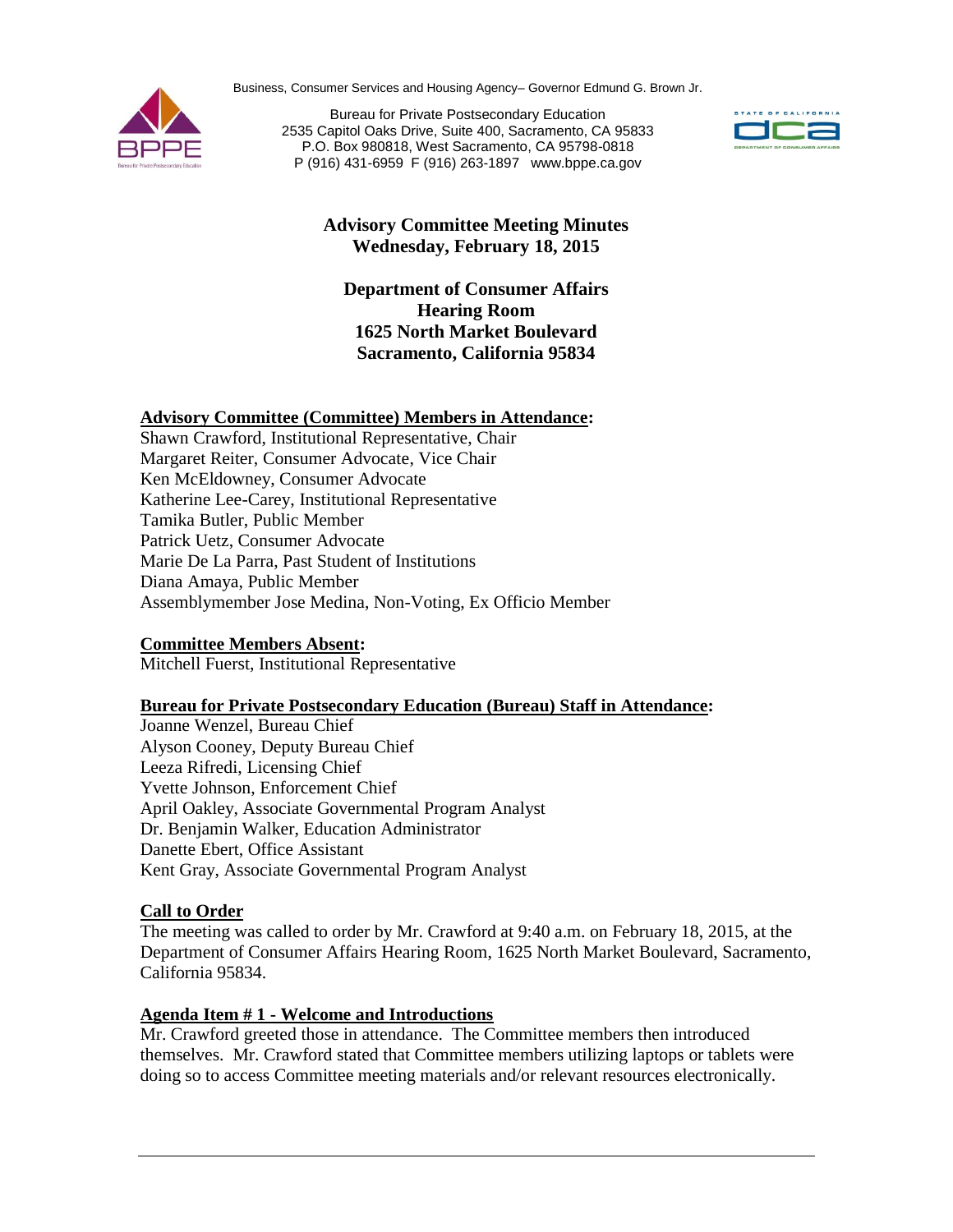Business, Consumer Services and Housing Agency– Governor Edmund G. Brown Jr.

Bureau for Private Postsecondary Education
2535 Capitol Oaks Drive, Suite 400, Sacramento, CA 95833
P.O. Box 980818, West Sacramento, CA 95798-0818
P (916) 431-6959 F (916) 263-1897 www.bppe.ca.gov

# Advisory Committee Meeting Minutes
## Wednesday, February 18, 2015

**Department of Consumer Affairs**
**Hearing Room**
**1625 North Market Boulevard**
**Sacramento, California 95834**

**Advisory Committee (Committee) Members in Attendance:**
Shawn Crawford, Institutional Representative, Chair
Margaret Reiter, Consumer Advocate, Vice Chair
Ken McEldowney, Consumer Advocate
Katherine Lee-Carey, Institutional Representative
Tamika Butler, Public Member
Patrick Uetz, Consumer Advocate
Marie De La Parra, Past Student of Institutions
Diana Amaya, Public Member
Assemblymember Jose Medina, Non-Voting, Ex Officio Member

**Committee Members Absent:**
Mitchell Fuerst, Institutional Representative

**Bureau for Private Postsecondary Education (Bureau) Staff in Attendance:**
Joanne Wenzel, Bureau Chief
Alyson Cooney, Deputy Bureau Chief
Leeza Rifredi, Licensing Chief
Yvette Johnson, Enforcement Chief
April Oakley, Associate Governmental Program Analyst
Dr. Benjamin Walker, Education Administrator
Danette Ebert, Office Assistant
Kent Gray, Associate Governmental Program Analyst

**Call to Order**
The meeting was called to order by Mr. Crawford at 9:40 a.m. on February 18, 2015, at the Department of Consumer Affairs Hearing Room, 1625 North Market Boulevard, Sacramento, California 95834.

**Agenda Item # 1 - Welcome and Introductions**
Mr. Crawford greeted those in attendance. The Committee members then introduced themselves. Mr. Crawford stated that Committee members utilizing laptops or tablets were doing so to access Committee meeting materials and/or relevant resources electronically.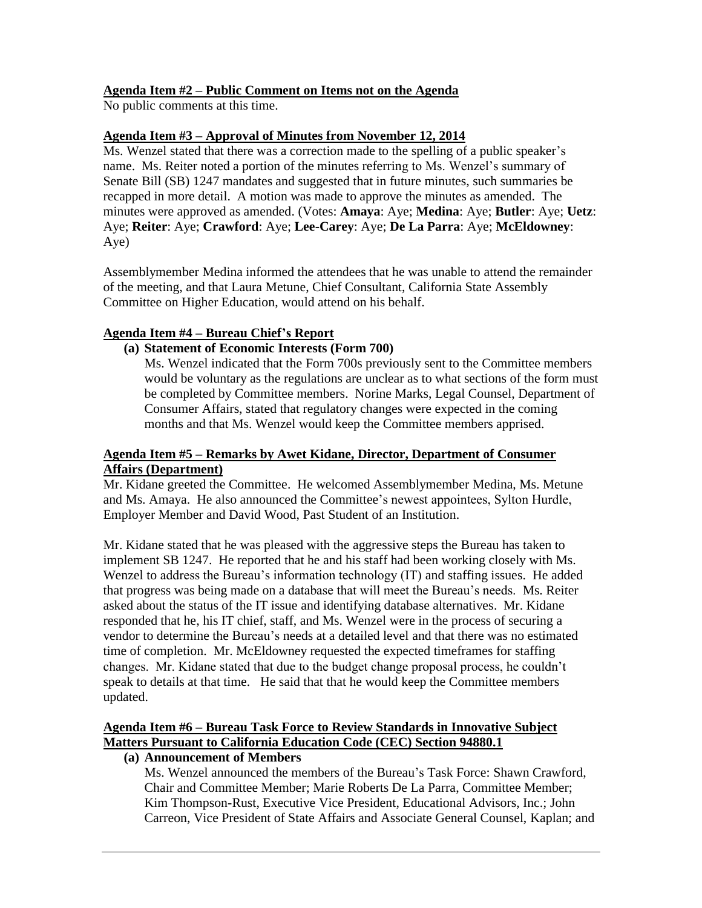**Agenda Item #2 – Public Comment on Items not on the Agenda**

No public comments at this time.

**Agenda Item #3 – Approval of Minutes from November 12, 2014**

Ms. Wenzel stated that there was a correction made to the spelling of a public speaker's name. Ms. Reiter noted a portion of the minutes referring to Ms. Wenzel's summary of Senate Bill (SB) 1247 mandates and suggested that in future minutes, such summaries be recapped in more detail. A motion was made to approve the minutes as amended. The minutes were approved as amended. (Votes: **Amaya**: Aye; **Medina**: Aye; **Butler**: Aye; **Uetz**: Aye; **Reiter**: Aye; **Crawford**: Aye; **Lee-Carey**: Aye; **De La Parra**: Aye; **McEldowney**: Aye)

Assemblymember Medina informed the attendees that he was unable to attend the remainder of the meeting, and that Laura Metune, Chief Consultant, California State Assembly Committee on Higher Education, would attend on his behalf.

**Agenda Item #4 – Bureau Chief's Report**

**(a) Statement of Economic Interests (Form 700)**

Ms. Wenzel indicated that the Form 700s previously sent to the Committee members would be voluntary as the regulations are unclear as to what sections of the form must be completed by Committee members. Norine Marks, Legal Counsel, Department of Consumer Affairs, stated that regulatory changes were expected in the coming months and that Ms. Wenzel would keep the Committee members apprised.

**Agenda Item #5 – Remarks by Awet Kidane, Director, Department of Consumer Affairs (Department)**

Mr. Kidane greeted the Committee. He welcomed Assemblymember Medina, Ms. Metune and Ms. Amaya. He also announced the Committee's newest appointees, Sylton Hurdle, Employer Member and David Wood, Past Student of an Institution.

Mr. Kidane stated that he was pleased with the aggressive steps the Bureau has taken to implement SB 1247. He reported that he and his staff had been working closely with Ms. Wenzel to address the Bureau's information technology (IT) and staffing issues. He added that progress was being made on a database that will meet the Bureau's needs. Ms. Reiter asked about the status of the IT issue and identifying database alternatives. Mr. Kidane responded that he, his IT chief, staff, and Ms. Wenzel were in the process of securing a vendor to determine the Bureau's needs at a detailed level and that there was no estimated time of completion. Mr. McEldowney requested the expected timeframes for staffing changes. Mr. Kidane stated that due to the budget change proposal process, he couldn't speak to details at that time. He said that that he would keep the Committee members updated.

**Agenda Item #6 – Bureau Task Force to Review Standards in Innovative Subject Matters Pursuant to California Education Code (CEC) Section 94880.1**

**(a) Announcement of Members**

Ms. Wenzel announced the members of the Bureau's Task Force: Shawn Crawford, Chair and Committee Member; Marie Roberts De La Parra, Committee Member; Kim Thompson-Rust, Executive Vice President, Educational Advisors, Inc.; John Carreon, Vice President of State Affairs and Associate General Counsel, Kaplan; and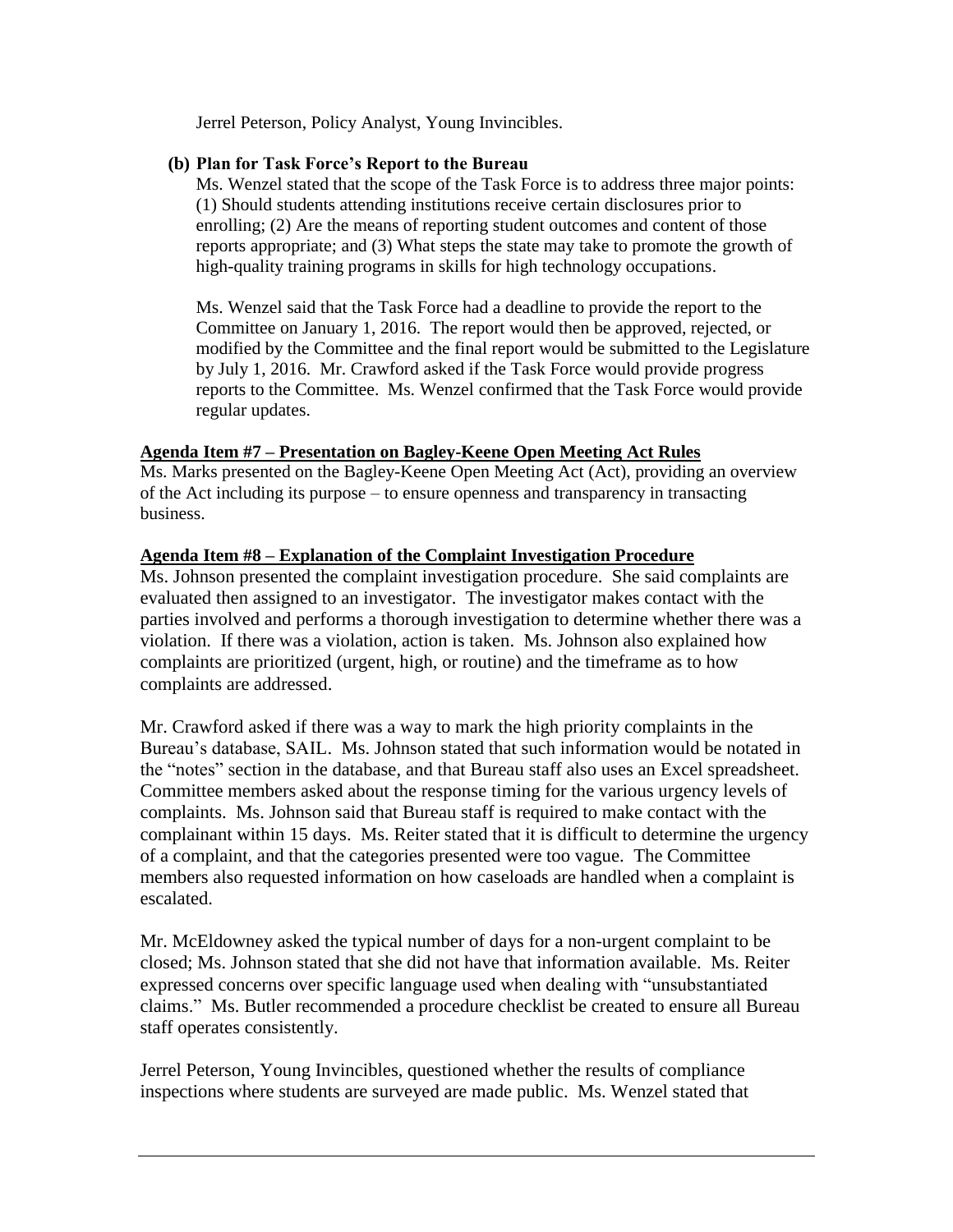Jerrel Peterson, Policy Analyst, Young Invincibles.

**(b) Plan for Task Force's Report to the Bureau**

Ms. Wenzel stated that the scope of the Task Force is to address three major points: (1) Should students attending institutions receive certain disclosures prior to enrolling; (2) Are the means of reporting student outcomes and content of those reports appropriate; and (3) What steps the state may take to promote the growth of high-quality training programs in skills for high technology occupations.

Ms. Wenzel said that the Task Force had a deadline to provide the report to the Committee on January 1, 2016. The report would then be approved, rejected, or modified by the Committee and the final report would be submitted to the Legislature by July 1, 2016. Mr. Crawford asked if the Task Force would provide progress reports to the Committee. Ms. Wenzel confirmed that the Task Force would provide regular updates.

**Agenda Item #7 – Presentation on Bagley-Keene Open Meeting Act Rules**

Ms. Marks presented on the Bagley-Keene Open Meeting Act (Act), providing an overview of the Act including its purpose – to ensure openness and transparency in transacting business.

**Agenda Item #8 – Explanation of the Complaint Investigation Procedure**

Ms. Johnson presented the complaint investigation procedure. She said complaints are evaluated then assigned to an investigator. The investigator makes contact with the parties involved and performs a thorough investigation to determine whether there was a violation. If there was a violation, action is taken. Ms. Johnson also explained how complaints are prioritized (urgent, high, or routine) and the timeframe as to how complaints are addressed.

Mr. Crawford asked if there was a way to mark the high priority complaints in the Bureau's database, SAIL. Ms. Johnson stated that such information would be notated in the "notes" section in the database, and that Bureau staff also uses an Excel spreadsheet. Committee members asked about the response timing for the various urgency levels of complaints. Ms. Johnson said that Bureau staff is required to make contact with the complainant within 15 days. Ms. Reiter stated that it is difficult to determine the urgency of a complaint, and that the categories presented were too vague. The Committee members also requested information on how caseloads are handled when a complaint is escalated.

Mr. McEldowney asked the typical number of days for a non-urgent complaint to be closed; Ms. Johnson stated that she did not have that information available. Ms. Reiter expressed concerns over specific language used when dealing with "unsubstantiated claims." Ms. Butler recommended a procedure checklist be created to ensure all Bureau staff operates consistently.

Jerrel Peterson, Young Invincibles, questioned whether the results of compliance inspections where students are surveyed are made public. Ms. Wenzel stated that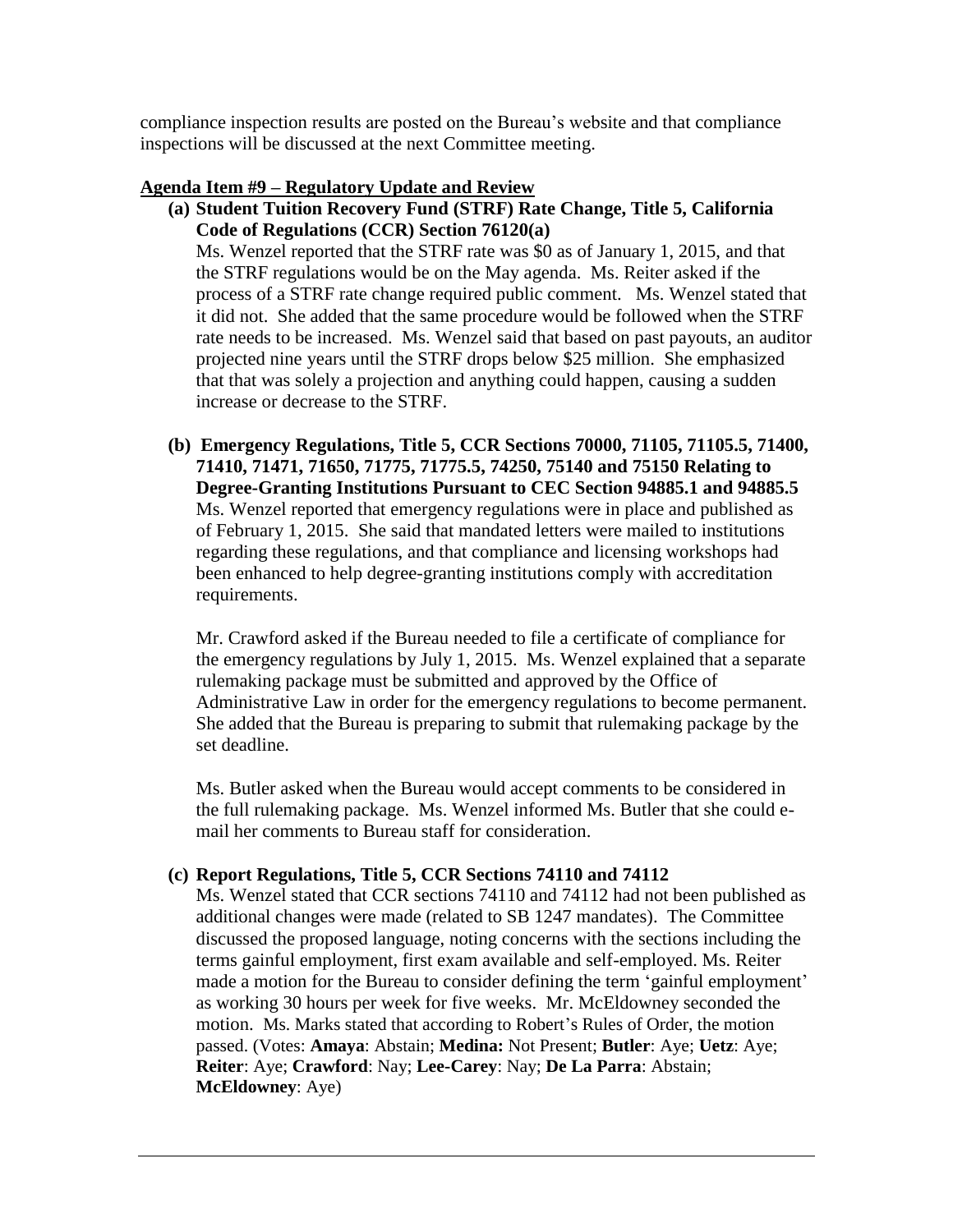compliance inspection results are posted on the Bureau's website and that compliance inspections will be discussed at the next Committee meeting.

## Agenda Item #9 – Regulatory Update and Review

**(a) Student Tuition Recovery Fund (STRF) Rate Change, Title 5, California Code of Regulations (CCR) Section 76120(a)**

Ms. Wenzel reported that the STRF rate was $0 as of January 1, 2015, and that the STRF regulations would be on the May agenda. Ms. Reiter asked if the process of a STRF rate change required public comment. Ms. Wenzel stated that it did not. She added that the same procedure would be followed when the STRF rate needs to be increased. Ms. Wenzel said that based on past payouts, an auditor projected nine years until the STRF drops below $25 million. She emphasized that that was solely a projection and anything could happen, causing a sudden increase or decrease to the STRF.

**(b) Emergency Regulations, Title 5, CCR Sections 70000, 71105, 71105.5, 71400, 71410, 71471, 71650, 71775, 71775.5, 74250, 75140 and 75150 Relating to Degree-Granting Institutions Pursuant to CEC Section 94885.1 and 94885.5**

Ms. Wenzel reported that emergency regulations were in place and published as of February 1, 2015. She said that mandated letters were mailed to institutions regarding these regulations, and that compliance and licensing workshops had been enhanced to help degree-granting institutions comply with accreditation requirements.

Mr. Crawford asked if the Bureau needed to file a certificate of compliance for the emergency regulations by July 1, 2015. Ms. Wenzel explained that a separate rulemaking package must be submitted and approved by the Office of Administrative Law in order for the emergency regulations to become permanent. She added that the Bureau is preparing to submit that rulemaking package by the set deadline.

Ms. Butler asked when the Bureau would accept comments to be considered in the full rulemaking package. Ms. Wenzel informed Ms. Butler that she could e-mail her comments to Bureau staff for consideration.

**(c) Report Regulations, Title 5, CCR Sections 74110 and 74112**

Ms. Wenzel stated that CCR sections 74110 and 74112 had not been published as additional changes were made (related to SB 1247 mandates). The Committee discussed the proposed language, noting concerns with the sections including the terms gainful employment, first exam available and self-employed. Ms. Reiter made a motion for the Bureau to consider defining the term 'gainful employment' as working 30 hours per week for five weeks. Mr. McEldowney seconded the motion. Ms. Marks stated that according to Robert's Rules of Order, the motion passed. (Votes: **Amaya**: Abstain; **Medina:** Not Present; **Butler**: Aye; **Uetz**: Aye; **Reiter**: Aye; **Crawford**: Nay; **Lee-Carey**: Nay; **De La Parra**: Abstain; **McEldowney**: Aye)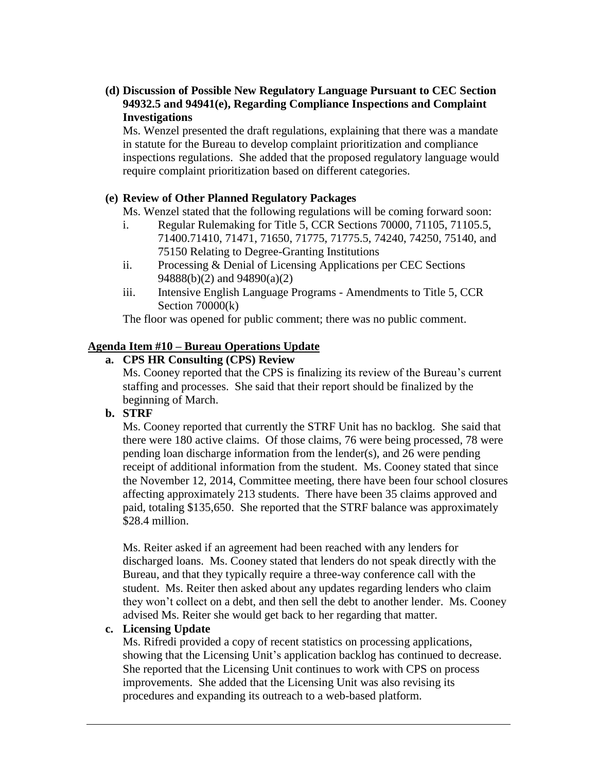**(d) Discussion of Possible New Regulatory Language Pursuant to CEC Section 94932.5 and 94941(e), Regarding Compliance Inspections and Complaint Investigations**

Ms. Wenzel presented the draft regulations, explaining that there was a mandate in statute for the Bureau to develop complaint prioritization and compliance inspections regulations. She added that the proposed regulatory language would require complaint prioritization based on different categories.

**(e) Review of Other Planned Regulatory Packages**

Ms. Wenzel stated that the following regulations will be coming forward soon:

i. Regular Rulemaking for Title 5, CCR Sections 70000, 71105, 71105.5, 71400.71410, 71471, 71650, 71775, 71775.5, 74240, 74250, 75140, and 75150 Relating to Degree-Granting Institutions
ii. Processing & Denial of Licensing Applications per CEC Sections 94888(b)(2) and 94890(a)(2)
iii. Intensive English Language Programs - Amendments to Title 5, CCR Section 70000(k)

The floor was opened for public comment; there was no public comment.

**Agenda Item #10 – Bureau Operations Update**

**a. CPS HR Consulting (CPS) Review**

Ms. Cooney reported that the CPS is finalizing its review of the Bureau's current staffing and processes. She said that their report should be finalized by the beginning of March.

**b. STRF**

Ms. Cooney reported that currently the STRF Unit has no backlog. She said that there were 180 active claims. Of those claims, 76 were being processed, 78 were pending loan discharge information from the lender(s), and 26 were pending receipt of additional information from the student. Ms. Cooney stated that since the November 12, 2014, Committee meeting, there have been four school closures affecting approximately 213 students. There have been 35 claims approved and paid, totaling $135,650. She reported that the STRF balance was approximately $28.4 million.

Ms. Reiter asked if an agreement had been reached with any lenders for discharged loans. Ms. Cooney stated that lenders do not speak directly with the Bureau, and that they typically require a three-way conference call with the student. Ms. Reiter then asked about any updates regarding lenders who claim they won't collect on a debt, and then sell the debt to another lender. Ms. Cooney advised Ms. Reiter she would get back to her regarding that matter.

**c. Licensing Update**

Ms. Rifredi provided a copy of recent statistics on processing applications, showing that the Licensing Unit's application backlog has continued to decrease. She reported that the Licensing Unit continues to work with CPS on process improvements. She added that the Licensing Unit was also revising its procedures and expanding its outreach to a web-based platform.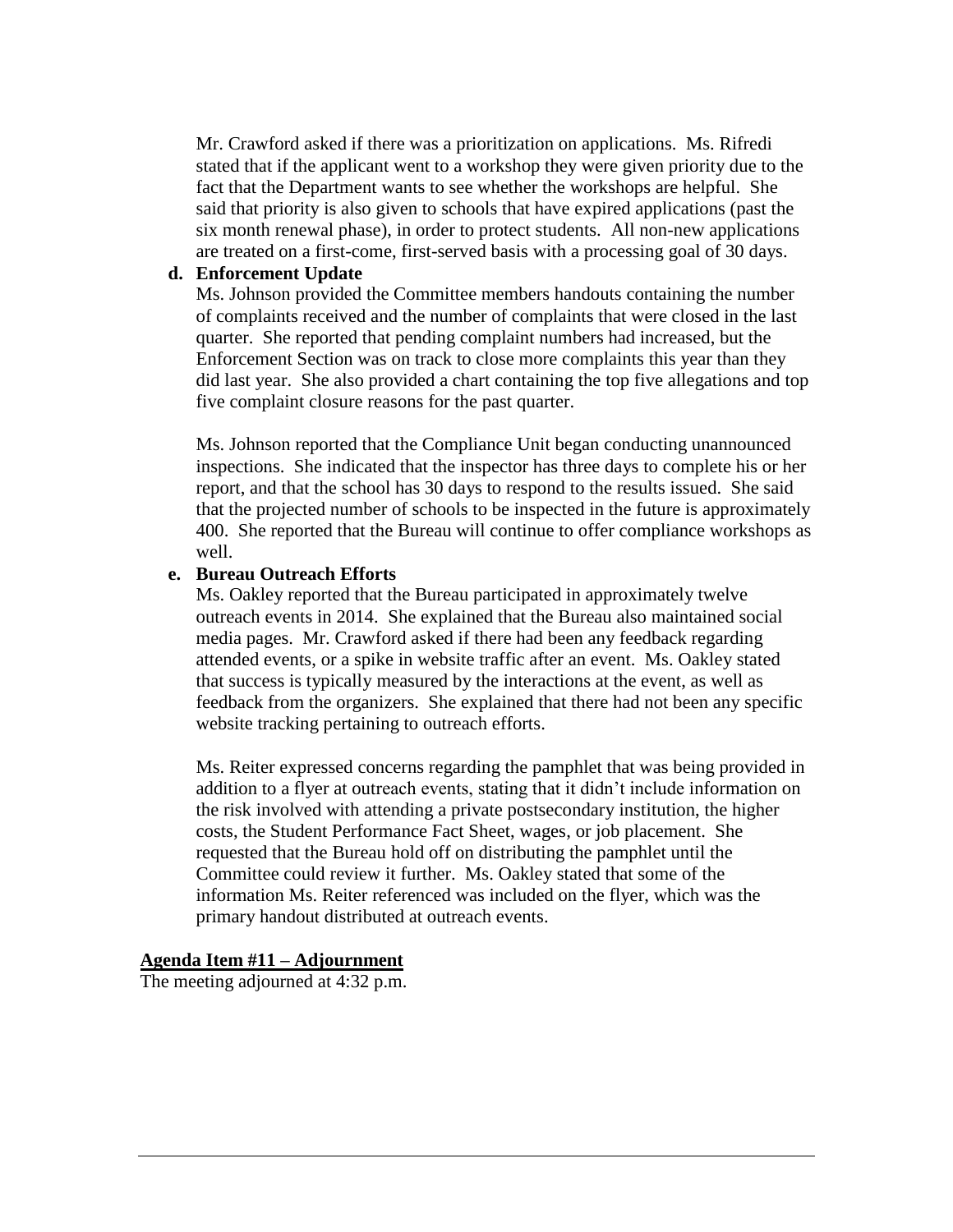Mr. Crawford asked if there was a prioritization on applications. Ms. Rifredi stated that if the applicant went to a workshop they were given priority due to the fact that the Department wants to see whether the workshops are helpful. She said that priority is also given to schools that have expired applications (past the six month renewal phase), in order to protect students. All non-new applications are treated on a first-come, first-served basis with a processing goal of 30 days.

**d. Enforcement Update**

Ms. Johnson provided the Committee members handouts containing the number of complaints received and the number of complaints that were closed in the last quarter. She reported that pending complaint numbers had increased, but the Enforcement Section was on track to close more complaints this year than they did last year. She also provided a chart containing the top five allegations and top five complaint closure reasons for the past quarter.

Ms. Johnson reported that the Compliance Unit began conducting unannounced inspections. She indicated that the inspector has three days to complete his or her report, and that the school has 30 days to respond to the results issued. She said that the projected number of schools to be inspected in the future is approximately 400. She reported that the Bureau will continue to offer compliance workshops as well.

**e. Bureau Outreach Efforts**

Ms. Oakley reported that the Bureau participated in approximately twelve outreach events in 2014. She explained that the Bureau also maintained social media pages. Mr. Crawford asked if there had been any feedback regarding attended events, or a spike in website traffic after an event. Ms. Oakley stated that success is typically measured by the interactions at the event, as well as feedback from the organizers. She explained that there had not been any specific website tracking pertaining to outreach efforts.

Ms. Reiter expressed concerns regarding the pamphlet that was being provided in addition to a flyer at outreach events, stating that it didn't include information on the risk involved with attending a private postsecondary institution, the higher costs, the Student Performance Fact Sheet, wages, or job placement. She requested that the Bureau hold off on distributing the pamphlet until the Committee could review it further. Ms. Oakley stated that some of the information Ms. Reiter referenced was included on the flyer, which was the primary handout distributed at outreach events.

**Agenda Item #11 – Adjournment**

The meeting adjourned at 4:32 p.m.